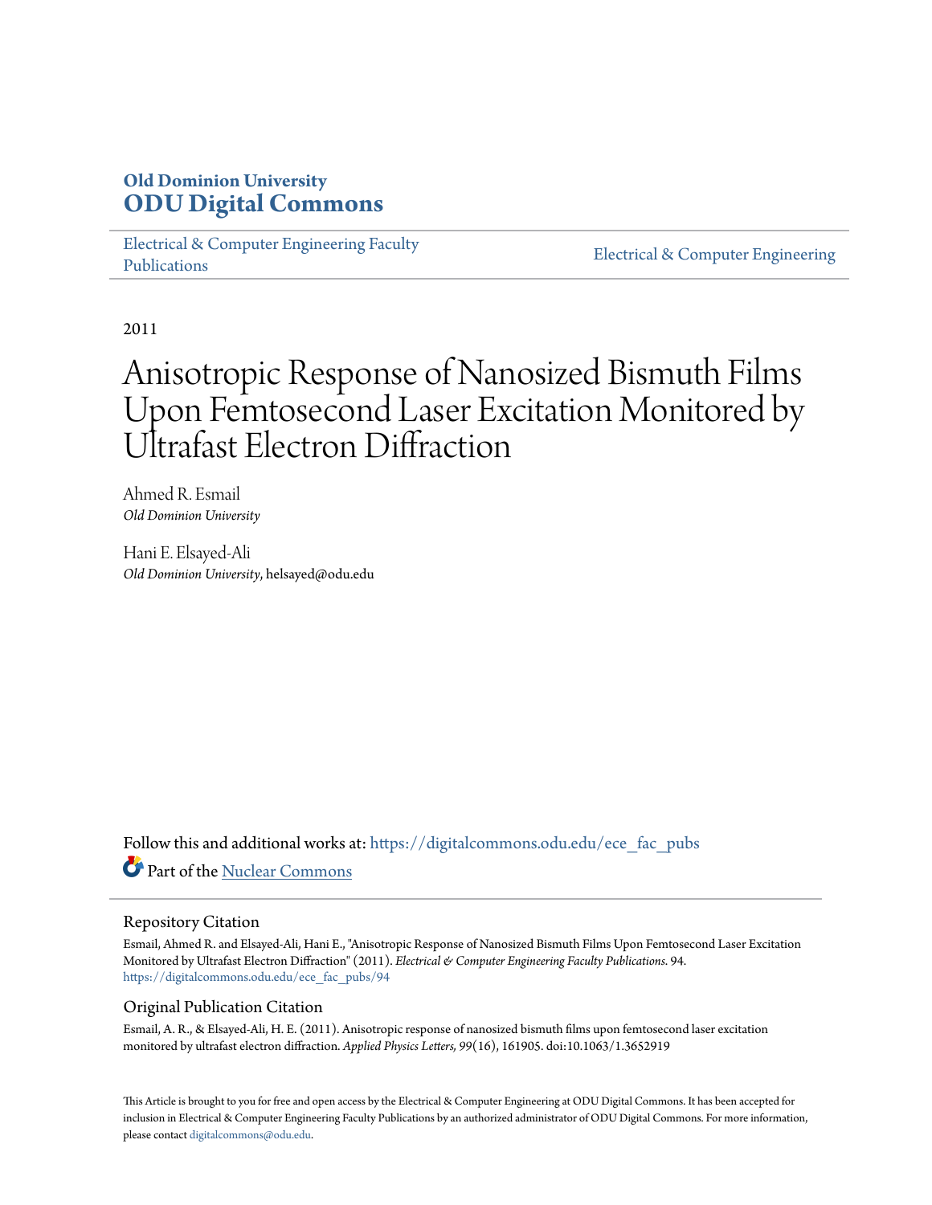**Old Dominion University**
**ODU Digital Commons**

Electrical & Computer Engineering Faculty Publications

Electrical & Computer Engineering

2011

# Anisotropic Response of Nanosized Bismuth Films Upon Femtosecond Laser Excitation Monitored by Ultrafast Electron Diffraction

Ahmed R. Esmail
*Old Dominion University*

Hani E. Elsayed-Ali
*Old Dominion University*, helsayed@odu.edu

Follow this and additional works at: https://digitalcommons.odu.edu/ece_fac_pubs

Part of the Nuclear Commons

## Repository Citation

Esmail, Ahmed R. and Elsayed-Ali, Hani E., "Anisotropic Response of Nanosized Bismuth Films Upon Femtosecond Laser Excitation Monitored by Ultrafast Electron Diffraction" (2011). *Electrical & Computer Engineering Faculty Publications*. 94.
https://digitalcommons.odu.edu/ece_fac_pubs/94

## Original Publication Citation

Esmail, A. R., & Elsayed-Ali, H. E. (2011). Anisotropic response of nanosized bismuth films upon femtosecond laser excitation monitored by ultrafast electron diffraction. *Applied Physics Letters, 99*(16), 161905. doi:10.1063/1.3652919

This Article is brought to you for free and open access by the Electrical & Computer Engineering at ODU Digital Commons. It has been accepted for inclusion in Electrical & Computer Engineering Faculty Publications by an authorized administrator of ODU Digital Commons. For more information, please contact digitalcommons@odu.edu.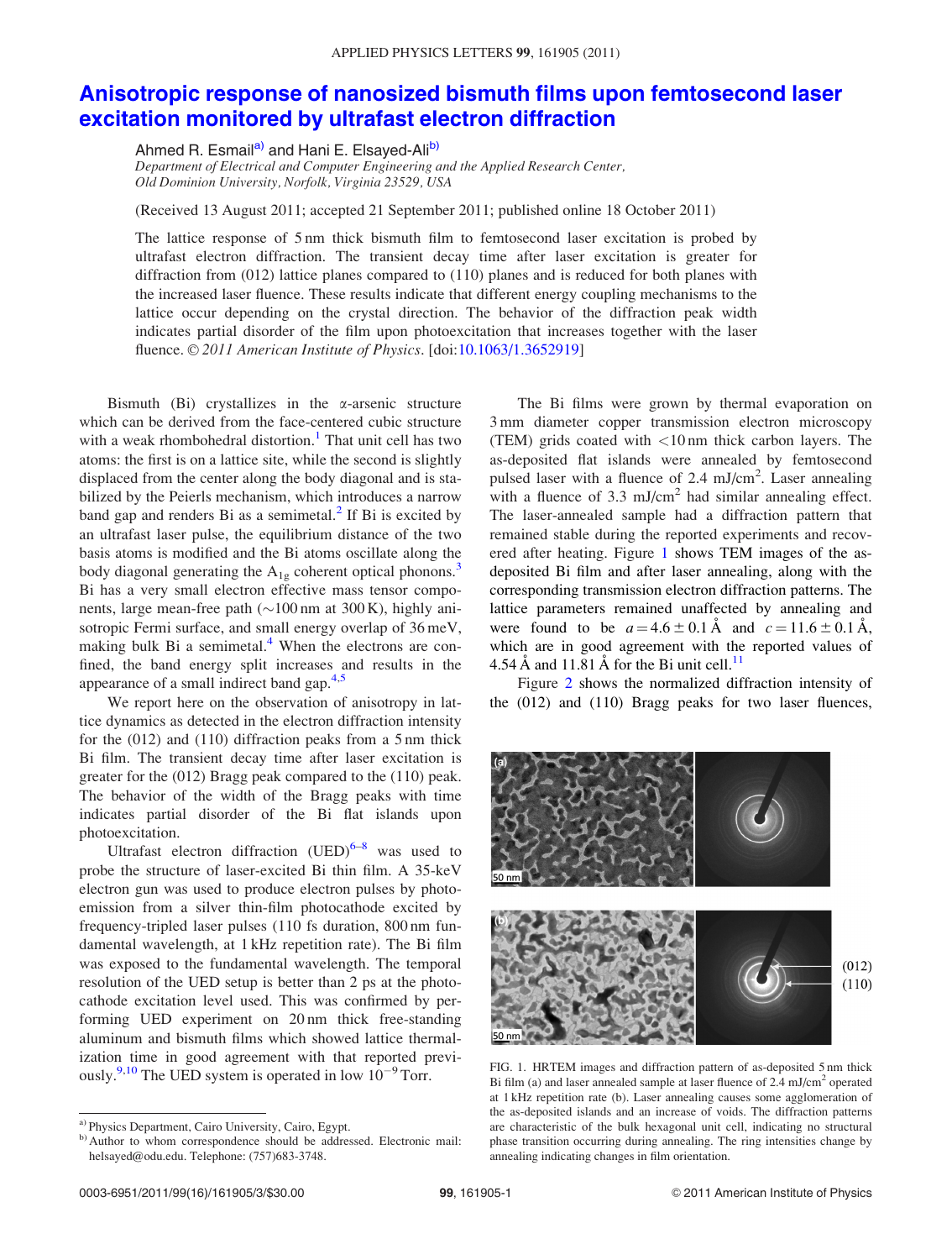# Anisotropic response of nanosized bismuth films upon femtosecond laser excitation monitored by ultrafast electron diffraction

Ahmed R. Esmail[a)] and Hani E. Elsayed-Ali[b)]

*Department of Electrical and Computer Engineering and the Applied Research Center, Old Dominion University, Norfolk, Virginia 23529, USA*

(Received 13 August 2011; accepted 21 September 2011; published online 18 October 2011)

The lattice response of 5 nm thick bismuth film to femtosecond laser excitation is probed by ultrafast electron diffraction. The transient decay time after laser excitation is greater for diffraction from (012) lattice planes compared to (110) planes and is reduced for both planes with the increased laser fluence. These results indicate that different energy coupling mechanisms to the lattice occur depending on the crystal direction. The behavior of the diffraction peak width indicates partial disorder of the film upon photoexcitation that increases together with the laser fluence. © *2011 American Institute of Physics*. [doi:10.1063/1.3652919]

Bismuth (Bi) crystallizes in the α-arsenic structure which can be derived from the face-centered cubic structure with a weak rhombohedral distortion.[1] That unit cell has two atoms: the first is on a lattice site, while the second is slightly displaced from the center along the body diagonal and is stabilized by the Peierls mechanism, which introduces a narrow band gap and renders Bi as a semimetal.[2] If Bi is excited by an ultrafast laser pulse, the equilibrium distance of the two basis atoms is modified and the Bi atoms oscillate along the body diagonal generating the $A_{1g}$ coherent optical phonons.[3] Bi has a very small electron effective mass tensor components, large mean-free path (∼100 nm at 300 K), highly anisotropic Fermi surface, and small energy overlap of 36 meV, making bulk Bi a semimetal.[4] When the electrons are confined, the band energy split increases and results in the appearance of a small indirect band gap.[4,5]

We report here on the observation of anisotropy in lattice dynamics as detected in the electron diffraction intensity for the (012) and (110) diffraction peaks from a 5 nm thick Bi film. The transient decay time after laser excitation is greater for the (012) Bragg peak compared to the (110) peak. The behavior of the width of the Bragg peaks with time indicates partial disorder of the Bi flat islands upon photoexcitation.

Ultrafast electron diffraction (UED)[6–8] was used to probe the structure of laser-excited Bi thin film. A 35-keV electron gun was used to produce electron pulses by photoemission from a silver thin-film photocathode excited by frequency-tripled laser pulses (110 fs duration, 800 nm fundamental wavelength, at 1 kHz repetition rate). The Bi film was exposed to the fundamental wavelength. The temporal resolution of the UED setup is better than 2 ps at the photocathode excitation level used. This was confirmed by performing UED experiment on 20 nm thick free-standing aluminum and bismuth films which showed lattice thermalization time in good agreement with that reported previously.[9,10] The UED system is operated in low $10^{-9}$ Torr.

The Bi films were grown by thermal evaporation on 3 mm diameter copper transmission electron microscopy (TEM) grids coated with <10 nm thick carbon layers. The as-deposited flat islands were annealed by femtosecond pulsed laser with a fluence of 2.4 mJ/cm$^2$. Laser annealing with a fluence of 3.3 mJ/cm$^2$ had similar annealing effect. The laser-annealed sample had a diffraction pattern that remained stable during the reported experiments and recovered after heating. Figure 1 shows TEM images of the as-deposited Bi film and after laser annealing, along with the corresponding transmission electron diffraction patterns. The lattice parameters remained unaffected by annealing and were found to be $a = 4.6 \pm 0.1$ Å and $c = 11.6 \pm 0.1$ Å, which are in good agreement with the reported values of 4.54 Å and 11.81 Å for the Bi unit cell.[11]

Figure 2 shows the normalized diffraction intensity of the (012) and (110) Bragg peaks for two laser fluences,

FIG. 1. HRTEM images and diffraction pattern of as-deposited 5 nm thick Bi film (a) and laser annealed sample at laser fluence of 2.4 mJ/cm$^2$ operated at 1 kHz repetition rate (b). Laser annealing causes some agglomeration of the as-deposited islands and an increase of voids. The diffraction patterns are characteristic of the bulk hexagonal unit cell, indicating no structural phase transition occurring during annealing. The ring intensities change by annealing indicating changes in film orientation.

a) Physics Department, Cairo University, Cairo, Egypt.

b) Author to whom correspondence should be addressed. Electronic mail: helsayed@odu.edu. Telephone: (757)683-3748.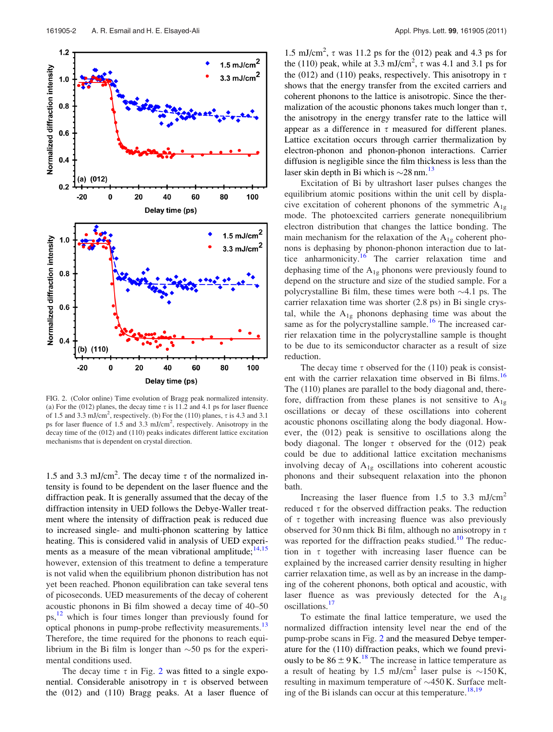FIG. 2. (Color online) Time evolution of Bragg peak normalized intensity. (a) For the (012) planes, the decay time $\tau$ is 11.2 and 4.1 ps for laser fluence of 1.5 and 3.3 mJ/cm$^2$, respectively. (b) For the (110) planes, $\tau$ is 4.3 and 3.1 ps for laser fluence of 1.5 and 3.3 mJ/cm$^2$, respectively. Anisotropy in the decay time of the (012) and (110) peaks indicates different lattice excitation mechanisms that is dependent on crystal direction.

1.5 and 3.3 mJ/cm$^2$. The decay time $\tau$ of the normalized intensity is found to be dependent on the laser fluence and the diffraction peak. It is generally assumed that the decay of the diffraction intensity in UED follows the Debye-Waller treatment where the intensity of diffraction peak is reduced due to increased single- and multi-phonon scattering by lattice heating. This is considered valid in analysis of UED experiments as a measure of the mean vibrational amplitude;[14,15] however, extension of this treatment to define a temperature is not valid when the equilibrium phonon distribution has not yet been reached. Phonon equilibration can take several tens of picoseconds. UED measurements of the decay of coherent acoustic phonons in Bi film showed a decay time of 40–50 ps,[12] which is four times longer than previously found for optical phonons in pump-probe reflectivity measurements.[13] Therefore, the time required for the phonons to reach equilibrium in the Bi film is longer than ~50 ps for the experimental conditions used.

The decay time $\tau$ in Fig. 2 was fitted to a single exponential. Considerable anisotropy in $\tau$ is observed between the (012) and (110) Bragg peaks. At a laser fluence of 1.5 mJ/cm$^2$, $\tau$ was 11.2 ps for the (012) peak and 4.3 ps for the (110) peak, while at 3.3 mJ/cm$^2$, $\tau$ was 4.1 and 3.1 ps for the (012) and (110) peaks, respectively. This anisotropy in $\tau$ shows that the energy transfer from the excited carriers and coherent phonons to the lattice is anisotropic. Since the thermalization of the acoustic phonons takes much longer than $\tau$, the anisotropy in the energy transfer rate to the lattice will appear as a difference in $\tau$ measured for different planes. Lattice excitation occurs through carrier thermalization by electron-phonon and phonon-phonon interactions. Carrier diffusion is negligible since the film thickness is less than the laser skin depth in Bi which is ~28 nm.[13]

Excitation of Bi by ultrashort laser pulses changes the equilibrium atomic positions within the unit cell by displacive excitation of coherent phonons of the symmetric $A_{1g}$ mode. The photoexcited carriers generate nonequilibrium electron distribution that changes the lattice bonding. The main mechanism for the relaxation of the $A_{1g}$ coherent phonons is dephasing by phonon-phonon interaction due to lattice anharmonicity.[16] The carrier relaxation time and dephasing time of the $A_{1g}$ phonons were previously found to depend on the structure and size of the studied sample. For a polycrystalline Bi film, these times were both ~4.1 ps. The carrier relaxation time was shorter (2.8 ps) in Bi single crystal, while the $A_{1g}$ phonons dephasing time was about the same as for the polycrystalline sample.[16] The increased carrier relaxation time in the polycrystalline sample is thought to be due to its semiconductor character as a result of size reduction.

The decay time $\tau$ observed for the (110) peak is consistent with the carrier relaxation time observed in Bi films.[16] The (110) planes are parallel to the body diagonal and, therefore, diffraction from these planes is not sensitive to $A_{1g}$ oscillations or decay of these oscillations into coherent acoustic phonons oscillating along the body diagonal. However, the (012) peak is sensitive to oscillations along the body diagonal. The longer $\tau$ observed for the (012) peak could be due to additional lattice excitation mechanisms involving decay of $A_{1g}$ oscillations into coherent acoustic phonons and their subsequent relaxation into the phonon bath.

Increasing the laser fluence from 1.5 to 3.3 mJ/cm$^2$ reduced $\tau$ for the observed diffraction peaks. The reduction of $\tau$ together with increasing fluence was also previously observed for 30 nm thick Bi film, although no anisotropy in $\tau$ was reported for the diffraction peaks studied.[10] The reduction in $\tau$ together with increasing laser fluence can be explained by the increased carrier density resulting in higher carrier relaxation time, as well as by an increase in the damping of the coherent phonons, both optical and acoustic, with laser fluence as was previously detected for the $A_{1g}$ oscillations.[17]

To estimate the final lattice temperature, we used the normalized diffraction intensity level near the end of the pump-probe scans in Fig. 2 and the measured Debye temperature for the (110) diffraction peaks, which we found previously to be $86 \pm 9$ K.[18] The increase in lattice temperature as a result of heating by 1.5 mJ/cm$^2$ laser pulse is ~150 K, resulting in maximum temperature of ~450 K. Surface melting of the Bi islands can occur at this temperature.[18,19]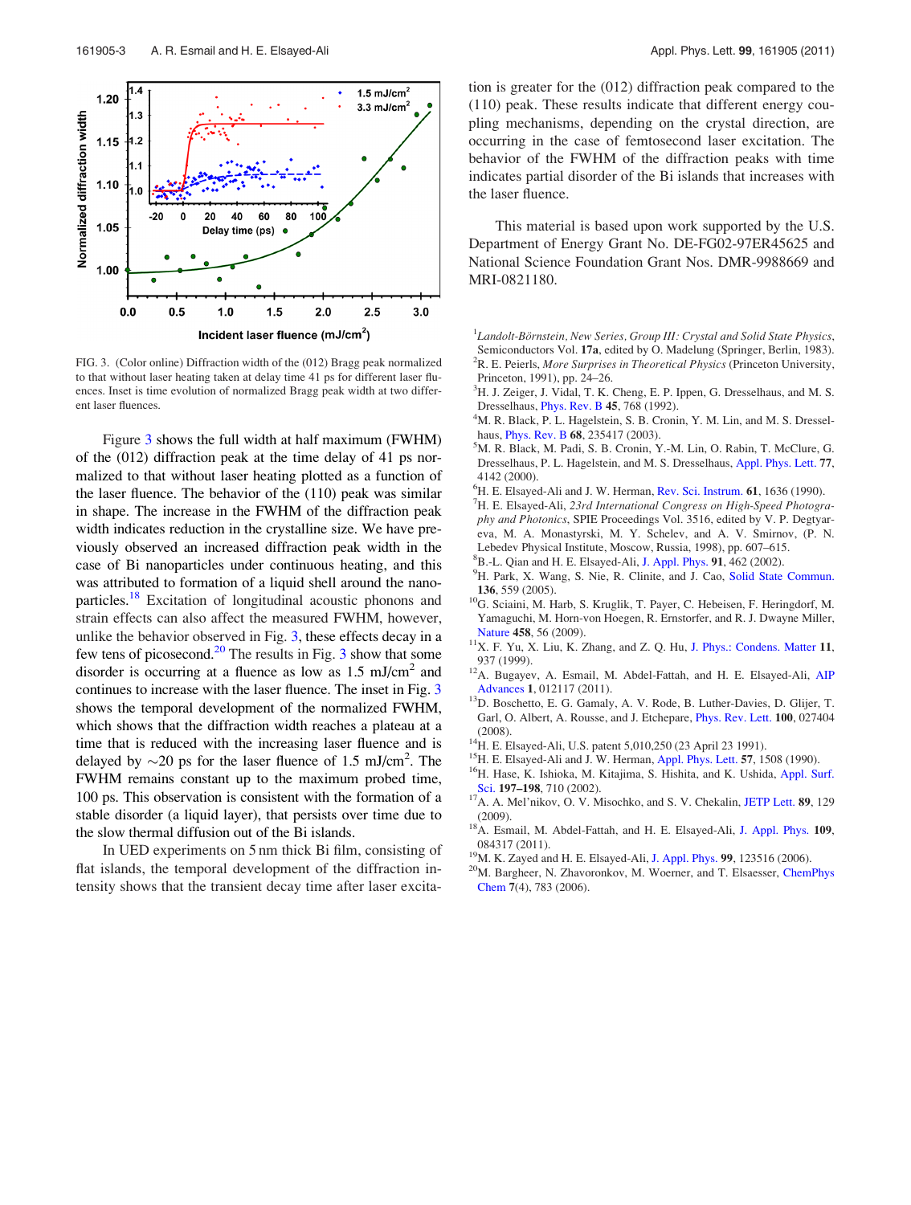1.20

1.15

1.10

1.05

1.00

0.0 0.5 1.0 1.5 2.0 2.5 3.0

Normalized diffraction width

Incident laser fluence (mJ/cm²)

1.4

1.3

1.2

1.1

1.0

-20 0 20 40 60 80 100

Delay time (ps)

1.5 mJ/cm²

3.3 mJ/cm²

FIG. 3. (Color online) Diffraction width of the (012) Bragg peak normalized to that without laser heating taken at delay time 41 ps for different laser fluences. Inset is time evolution of normalized Bragg peak width at two different laser fluences.

Figure 3 shows the full width at half maximum (FWHM) of the (012) diffraction peak at the time delay of 41 ps normalized to that without laser heating plotted as a function of the laser fluence. The behavior of the (110) peak was similar in shape. The increase in the FWHM of the diffraction peak width indicates reduction in the crystalline size. We have previously observed an increased diffraction peak width in the case of Bi nanoparticles under continuous heating, and this was attributed to formation of a liquid shell around the nanoparticles.[18] Excitation of longitudinal acoustic phonons and strain effects can also affect the measured FWHM, however, unlike the behavior observed in Fig. 3, these effects decay in a few tens of picosecond.[20] The results in Fig. 3 show that some disorder is occurring at a fluence as low as 1.5 mJ/cm$^2$ and continues to increase with the laser fluence. The inset in Fig. 3 shows the temporal development of the normalized FWHM, which shows that the diffraction width reaches a plateau at a time that is reduced with the increasing laser fluence and is delayed by ~20 ps for the laser fluence of 1.5 mJ/cm$^2$. The FWHM remains constant up to the maximum probed time, 100 ps. This observation is consistent with the formation of a stable disorder (a liquid layer), that persists over time due to the slow thermal diffusion out of the Bi islands.

In UED experiments on 5 nm thick Bi film, consisting of flat islands, the temporal development of the diffraction intensity shows that the transient decay time after laser excitation is greater for the (012) diffraction peak compared to the (110) peak. These results indicate that different energy coupling mechanisms, depending on the crystal direction, are occurring in the case of femtosecond laser excitation. The behavior of the FWHM of the diffraction peaks with time indicates partial disorder of the Bi islands that increases with the laser fluence.

This material is based upon work supported by the U.S. Department of Energy Grant No. DE-FG02-97ER45625 and National Science Foundation Grant Nos. DMR-9988669 and MRI-0821180.

[1] *Landolt-Börnstein, New Series, Group III: Crystal and Solid State Physics*, Semiconductors Vol. **17a**, edited by O. Madelung (Springer, Berlin, 1983).
[2] R. E. Peierls, *More Surprises in Theoretical Physics* (Princeton University, Princeton, 1991), pp. 24–26.
[3] H. J. Zeiger, J. Vidal, T. K. Cheng, E. P. Ippen, G. Dresselhaus, and M. S. Dresselhaus, Phys. Rev. B **45**, 768 (1992).
[4] M. R. Black, P. L. Hagelstein, S. B. Cronin, Y. M. Lin, and M. S. Dresselhaus, Phys. Rev. B **68**, 235417 (2003).
[5] M. R. Black, M. Padi, S. B. Cronin, Y.-M. Lin, O. Rabin, T. McClure, G. Dresselhaus, P. L. Hagelstein, and M. S. Dresselhaus, Appl. Phys. Lett. **77**, 4142 (2000).
[6] H. E. Elsayed-Ali and J. W. Herman, Rev. Sci. Instrum. **61**, 1636 (1990).
[7] H. E. Elsayed-Ali, *23rd International Congress on High-Speed Photography and Photonics*, SPIE Proceedings Vol. 3516, edited by V. P. Degtyareva, M. A. Monastyrski, M. Y. Schelev, and A. V. Smirnov, (P. N. Lebedev Physical Institute, Moscow, Russia, 1998), pp. 607–615.
[8] B.-L. Qian and H. E. Elsayed-Ali, J. Appl. Phys. **91**, 462 (2002).
[9] H. Park, X. Wang, S. Nie, R. Clinite, and J. Cao, Solid State Commun. **136**, 559 (2005).
[10] G. Sciaini, M. Harb, S. Kruglik, T. Payer, C. Hebeisen, F. Heringdorf, M. Yamaguchi, M. Horn-von Hoegen, R. Ernstorfer, and R. J. Dwayne Miller, Nature **458**, 56 (2009).
[11] X. F. Yu, X. Liu, K. Zhang, and Z. Q. Hu, J. Phys.: Condens. Matter **11**, 937 (1999).
[12] A. Bugayev, A. Esmail, M. Abdel-Fattah, and H. E. Elsayed-Ali, AIP Advances **1**, 012117 (2011).
[13] D. Boschetto, E. G. Gamaly, A. V. Rode, B. Luther-Davies, D. Glijer, T. Garl, O. Albert, A. Rousse, and J. Etchepare, Phys. Rev. Lett. **100**, 027404 (2008).
[14] H. E. Elsayed-Ali, U.S. patent 5,010,250 (23 April 23 1991).
[15] H. E. Elsayed-Ali and J. W. Herman, Appl. Phys. Lett. **57**, 1508 (1990).
[16] H. Hase, K. Ishioka, M. Kitajima, S. Hishita, and K. Ushida, Appl. Surf. Sci. **197–198**, 710 (2002).
[17] A. A. Mel'nikov, O. V. Misochko, and S. V. Chekalin, JETP Lett. **89**, 129 (2009).
[18] A. Esmail, M. Abdel-Fattah, and H. E. Elsayed-Ali, J. Appl. Phys. **109**, 084317 (2011).
[19] M. K. Zayed and H. E. Elsayed-Ali, J. Appl. Phys. **99**, 123516 (2006).
[20] M. Bargheer, N. Zhavoronkov, M. Woerner, and T. Elsaesser, ChemPhysChem 7(4), 783 (2006).